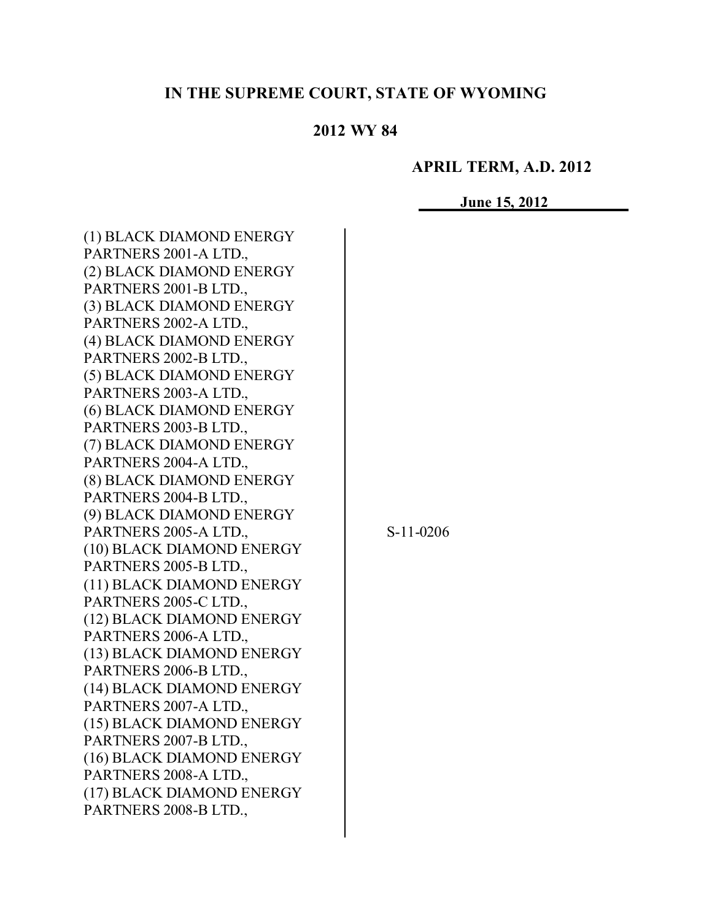**IN THE SUPREME COURT, STATE OF WYOMING**

**2012 WY 84**

**APRIL TERM, A.D. 2012**

**June 15, 2012**

(1) BLACK DIAMOND ENERGY PARTNERS 2001-A LTD.,
(2) BLACK DIAMOND ENERGY PARTNERS 2001-B LTD.,
(3) BLACK DIAMOND ENERGY PARTNERS 2002-A LTD.,
(4) BLACK DIAMOND ENERGY PARTNERS 2002-B LTD.,
(5) BLACK DIAMOND ENERGY PARTNERS 2003-A LTD.,
(6) BLACK DIAMOND ENERGY PARTNERS 2003-B LTD.,
(7) BLACK DIAMOND ENERGY PARTNERS 2004-A LTD.,
(8) BLACK DIAMOND ENERGY PARTNERS 2004-B LTD.,
(9) BLACK DIAMOND ENERGY PARTNERS 2005-A LTD.,
(10) BLACK DIAMOND ENERGY PARTNERS 2005-B LTD.,
(11) BLACK DIAMOND ENERGY PARTNERS 2005-C LTD.,
(12) BLACK DIAMOND ENERGY PARTNERS 2006-A LTD.,
(13) BLACK DIAMOND ENERGY PARTNERS 2006-B LTD.,
(14) BLACK DIAMOND ENERGY PARTNERS 2007-A LTD.,
(15) BLACK DIAMOND ENERGY PARTNERS 2007-B LTD.,
(16) BLACK DIAMOND ENERGY PARTNERS 2008-A LTD.,
(17) BLACK DIAMOND ENERGY PARTNERS 2008-B LTD.,

S-11-0206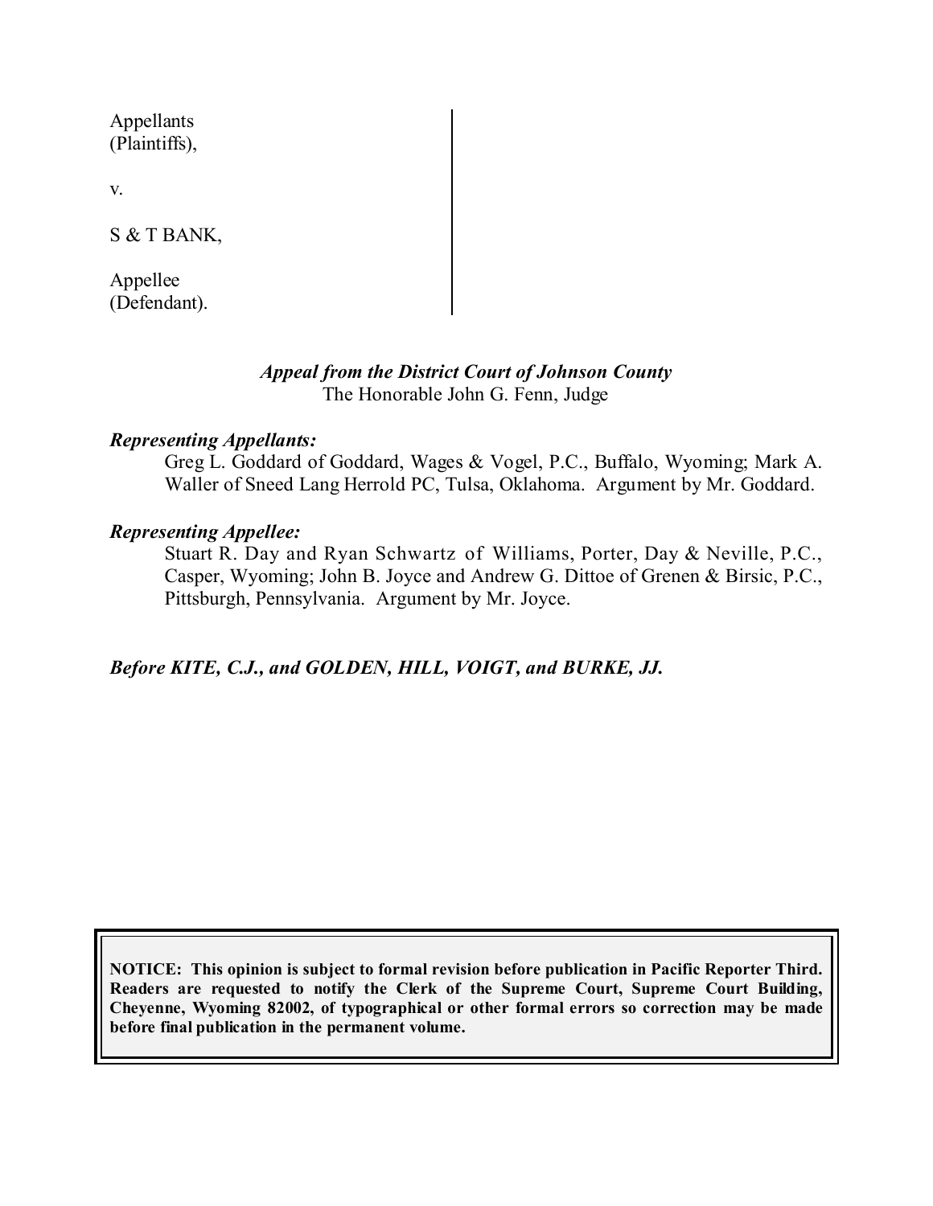Appellants
(Plaintiffs),

v.

S & T BANK,

Appellee
(Defendant).

*Appeal from the District Court of Johnson County*
The Honorable John G. Fenn, Judge

***Representing Appellants:***
Greg L. Goddard of Goddard, Wages & Vogel, P.C., Buffalo, Wyoming; Mark A. Waller of Sneed Lang Herrold PC, Tulsa, Oklahoma. Argument by Mr. Goddard.

***Representing Appellee:***
Stuart R. Day and Ryan Schwartz of Williams, Porter, Day & Neville, P.C., Casper, Wyoming; John B. Joyce and Andrew G. Dittoe of Grenen & Birsic, P.C., Pittsburgh, Pennsylvania. Argument by Mr. Joyce.

***Before KITE, C.J., and GOLDEN, HILL, VOIGT, and BURKE, JJ.***

**NOTICE: This opinion is subject to formal revision before publication in Pacific Reporter Third. Readers are requested to notify the Clerk of the Supreme Court, Supreme Court Building, Cheyenne, Wyoming 82002, of typographical or other formal errors so correction may be made before final publication in the permanent volume.**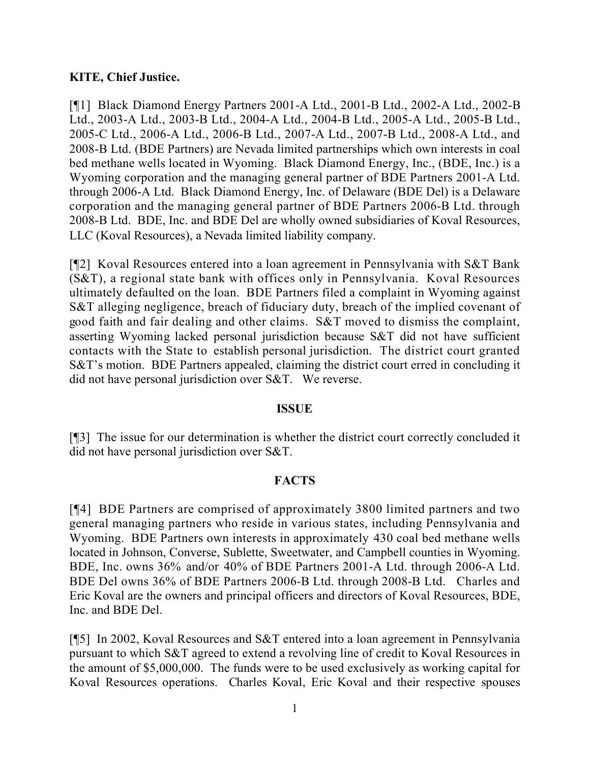**KITE, Chief Justice.**

[¶1] Black Diamond Energy Partners 2001-A Ltd., 2001-B Ltd., 2002-A Ltd., 2002-B Ltd., 2003-A Ltd., 2003-B Ltd., 2004-A Ltd., 2004-B Ltd., 2005-A Ltd., 2005-B Ltd., 2005-C Ltd., 2006-A Ltd., 2006-B Ltd., 2007-A Ltd., 2007-B Ltd., 2008-A Ltd., and 2008-B Ltd. (BDE Partners) are Nevada limited partnerships which own interests in coal bed methane wells located in Wyoming. Black Diamond Energy, Inc., (BDE, Inc.) is a Wyoming corporation and the managing general partner of BDE Partners 2001-A Ltd. through 2006-A Ltd. Black Diamond Energy, Inc. of Delaware (BDE Del) is a Delaware corporation and the managing general partner of BDE Partners 2006-B Ltd. through 2008-B Ltd. BDE, Inc. and BDE Del are wholly owned subsidiaries of Koval Resources, LLC (Koval Resources), a Nevada limited liability company.

[¶2] Koval Resources entered into a loan agreement in Pennsylvania with S&T Bank (S&T), a regional state bank with offices only in Pennsylvania. Koval Resources ultimately defaulted on the loan. BDE Partners filed a complaint in Wyoming against S&T alleging negligence, breach of fiduciary duty, breach of the implied covenant of good faith and fair dealing and other claims. S&T moved to dismiss the complaint, asserting Wyoming lacked personal jurisdiction because S&T did not have sufficient contacts with the State to establish personal jurisdiction. The district court granted S&T's motion. BDE Partners appealed, claiming the district court erred in concluding it did not have personal jurisdiction over S&T. We reverse.

## ISSUE

[¶3] The issue for our determination is whether the district court correctly concluded it did not have personal jurisdiction over S&T.

## FACTS

[¶4] BDE Partners are comprised of approximately 3800 limited partners and two general managing partners who reside in various states, including Pennsylvania and Wyoming. BDE Partners own interests in approximately 430 coal bed methane wells located in Johnson, Converse, Sublette, Sweetwater, and Campbell counties in Wyoming. BDE, Inc. owns 36% and/or 40% of BDE Partners 2001-A Ltd. through 2006-A Ltd. BDE Del owns 36% of BDE Partners 2006-B Ltd. through 2008-B Ltd. Charles and Eric Koval are the owners and principal officers and directors of Koval Resources, BDE, Inc. and BDE Del.

[¶5] In 2002, Koval Resources and S&T entered into a loan agreement in Pennsylvania pursuant to which S&T agreed to extend a revolving line of credit to Koval Resources in the amount of $5,000,000. The funds were to be used exclusively as working capital for Koval Resources operations. Charles Koval, Eric Koval and their respective spouses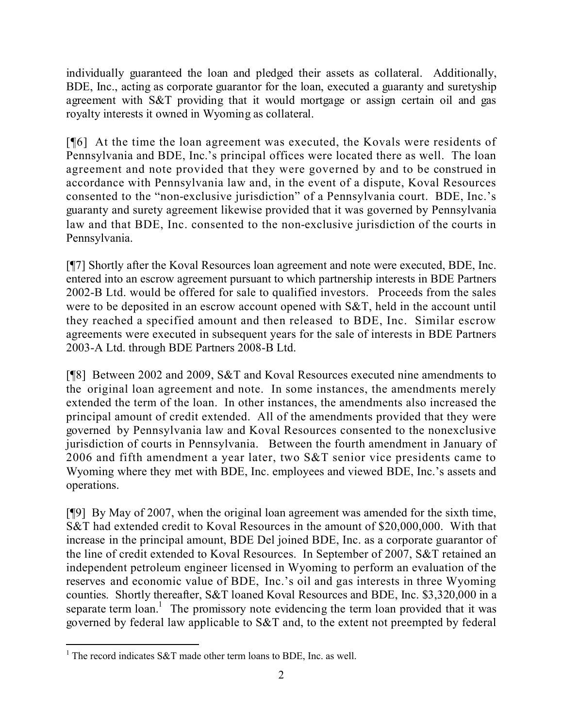individually guaranteed the loan and pledged their assets as collateral. Additionally, BDE, Inc., acting as corporate guarantor for the loan, executed a guaranty and suretyship agreement with S&T providing that it would mortgage or assign certain oil and gas royalty interests it owned in Wyoming as collateral.

[¶6] At the time the loan agreement was executed, the Kovals were residents of Pennsylvania and BDE, Inc.'s principal offices were located there as well. The loan agreement and note provided that they were governed by and to be construed in accordance with Pennsylvania law and, in the event of a dispute, Koval Resources consented to the "non-exclusive jurisdiction" of a Pennsylvania court. BDE, Inc.'s guaranty and surety agreement likewise provided that it was governed by Pennsylvania law and that BDE, Inc. consented to the non-exclusive jurisdiction of the courts in Pennsylvania.

[¶7] Shortly after the Koval Resources loan agreement and note were executed, BDE, Inc. entered into an escrow agreement pursuant to which partnership interests in BDE Partners 2002-B Ltd. would be offered for sale to qualified investors. Proceeds from the sales were to be deposited in an escrow account opened with S&T, held in the account until they reached a specified amount and then released to BDE, Inc. Similar escrow agreements were executed in subsequent years for the sale of interests in BDE Partners 2003-A Ltd. through BDE Partners 2008-B Ltd.

[¶8] Between 2002 and 2009, S&T and Koval Resources executed nine amendments to the original loan agreement and note. In some instances, the amendments merely extended the term of the loan. In other instances, the amendments also increased the principal amount of credit extended. All of the amendments provided that they were governed by Pennsylvania law and Koval Resources consented to the nonexclusive jurisdiction of courts in Pennsylvania. Between the fourth amendment in January of 2006 and fifth amendment a year later, two S&T senior vice presidents came to Wyoming where they met with BDE, Inc. employees and viewed BDE, Inc.'s assets and operations.

[¶9] By May of 2007, when the original loan agreement was amended for the sixth time, S&T had extended credit to Koval Resources in the amount of $20,000,000. With that increase in the principal amount, BDE Del joined BDE, Inc. as a corporate guarantor of the line of credit extended to Koval Resources. In September of 2007, S&T retained an independent petroleum engineer licensed in Wyoming to perform an evaluation of the reserves and economic value of BDE, Inc.'s oil and gas interests in three Wyoming counties. Shortly thereafter, S&T loaned Koval Resources and BDE, Inc. $3,320,000 in a separate term loan.[1] The promissory note evidencing the term loan provided that it was governed by federal law applicable to S&T and, to the extent not preempted by federal

[1] The record indicates S&T made other term loans to BDE, Inc. as well.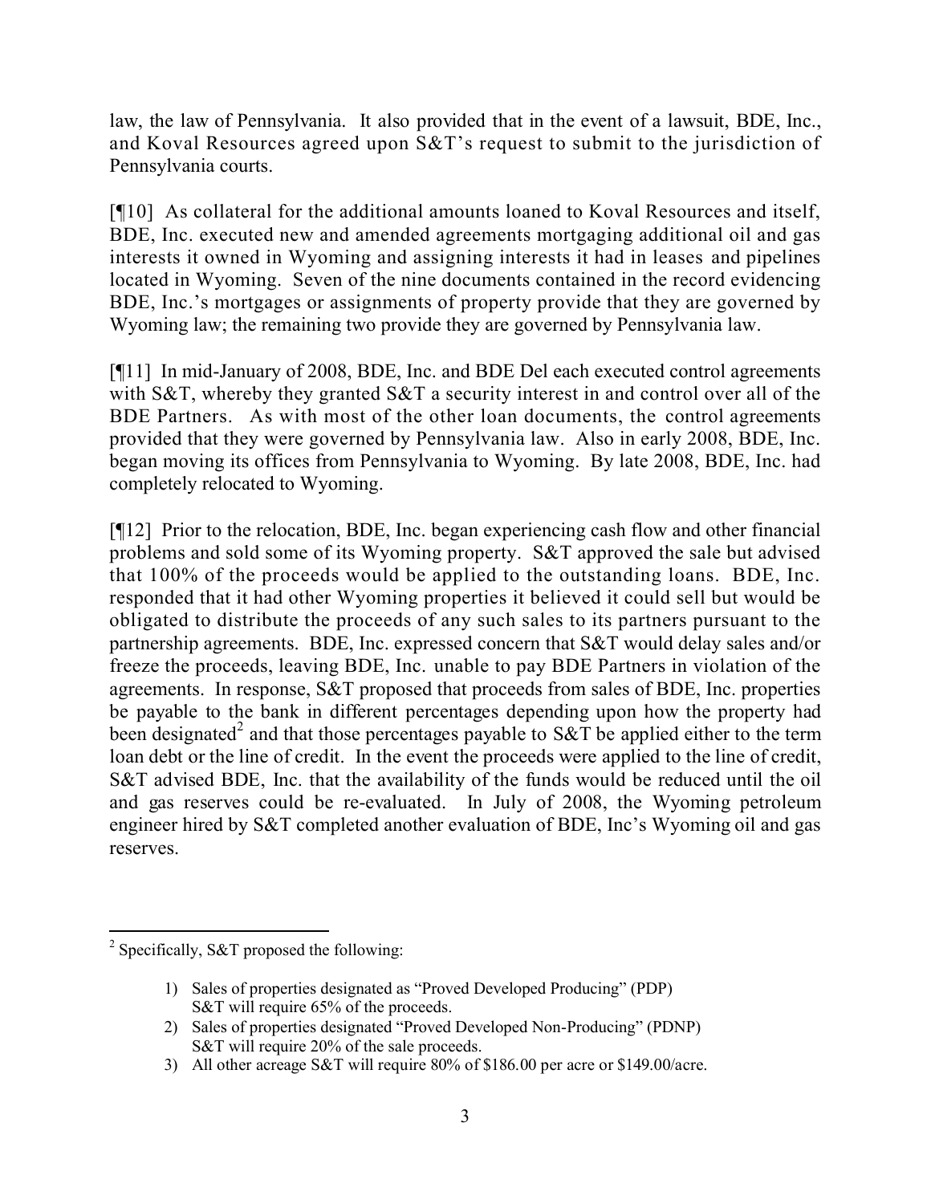law, the law of Pennsylvania. It also provided that in the event of a lawsuit, BDE, Inc., and Koval Resources agreed upon S&T's request to submit to the jurisdiction of Pennsylvania courts.

[¶10] As collateral for the additional amounts loaned to Koval Resources and itself, BDE, Inc. executed new and amended agreements mortgaging additional oil and gas interests it owned in Wyoming and assigning interests it had in leases and pipelines located in Wyoming. Seven of the nine documents contained in the record evidencing BDE, Inc.'s mortgages or assignments of property provide that they are governed by Wyoming law; the remaining two provide they are governed by Pennsylvania law.

[¶11] In mid-January of 2008, BDE, Inc. and BDE Del each executed control agreements with S&T, whereby they granted S&T a security interest in and control over all of the BDE Partners. As with most of the other loan documents, the control agreements provided that they were governed by Pennsylvania law. Also in early 2008, BDE, Inc. began moving its offices from Pennsylvania to Wyoming. By late 2008, BDE, Inc. had completely relocated to Wyoming.

[¶12] Prior to the relocation, BDE, Inc. began experiencing cash flow and other financial problems and sold some of its Wyoming property. S&T approved the sale but advised that 100% of the proceeds would be applied to the outstanding loans. BDE, Inc. responded that it had other Wyoming properties it believed it could sell but would be obligated to distribute the proceeds of any such sales to its partners pursuant to the partnership agreements. BDE, Inc. expressed concern that S&T would delay sales and/or freeze the proceeds, leaving BDE, Inc. unable to pay BDE Partners in violation of the agreements. In response, S&T proposed that proceeds from sales of BDE, Inc. properties be payable to the bank in different percentages depending upon how the property had been designated[2] and that those percentages payable to S&T be applied either to the term loan debt or the line of credit. In the event the proceeds were applied to the line of credit, S&T advised BDE, Inc. that the availability of the funds would be reduced until the oil and gas reserves could be re-evaluated. In July of 2008, the Wyoming petroleum engineer hired by S&T completed another evaluation of BDE, Inc's Wyoming oil and gas reserves.

---

[2] Specifically, S&T proposed the following:

1) Sales of properties designated as "Proved Developed Producing" (PDP) S&T will require 65% of the proceeds.
2) Sales of properties designated "Proved Developed Non-Producing" (PDNP) S&T will require 20% of the sale proceeds.
3) All other acreage S&T will require 80% of $186.00 per acre or $149.00/acre.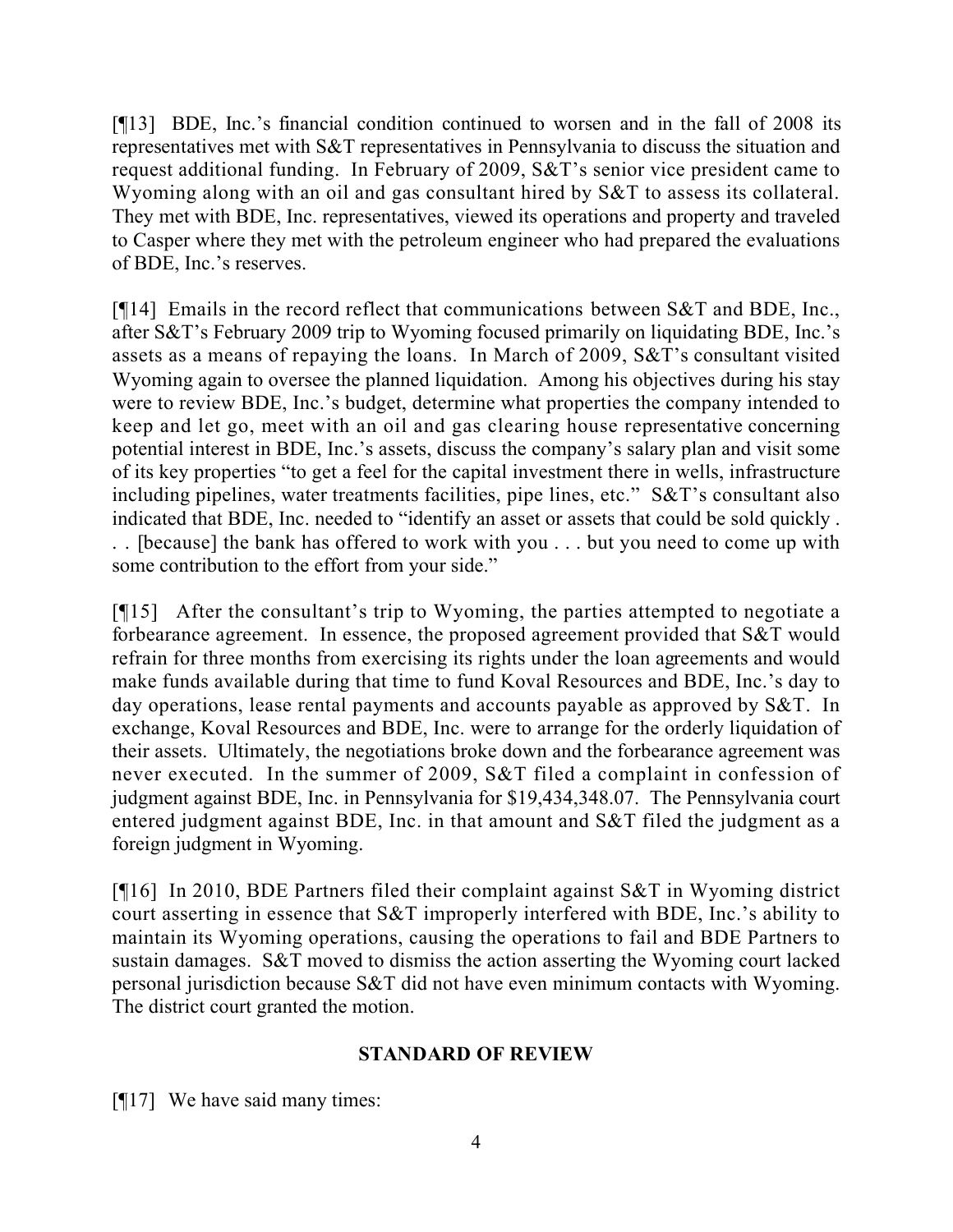[¶13] BDE, Inc.'s financial condition continued to worsen and in the fall of 2008 its representatives met with S&T representatives in Pennsylvania to discuss the situation and request additional funding. In February of 2009, S&T's senior vice president came to Wyoming along with an oil and gas consultant hired by S&T to assess its collateral. They met with BDE, Inc. representatives, viewed its operations and property and traveled to Casper where they met with the petroleum engineer who had prepared the evaluations of BDE, Inc.'s reserves.

[¶14] Emails in the record reflect that communications between S&T and BDE, Inc., after S&T's February 2009 trip to Wyoming focused primarily on liquidating BDE, Inc.'s assets as a means of repaying the loans. In March of 2009, S&T's consultant visited Wyoming again to oversee the planned liquidation. Among his objectives during his stay were to review BDE, Inc.'s budget, determine what properties the company intended to keep and let go, meet with an oil and gas clearing house representative concerning potential interest in BDE, Inc.'s assets, discuss the company's salary plan and visit some of its key properties "to get a feel for the capital investment there in wells, infrastructure including pipelines, water treatments facilities, pipe lines, etc." S&T's consultant also indicated that BDE, Inc. needed to "identify an asset or assets that could be sold quickly . . . [because] the bank has offered to work with you . . . but you need to come up with some contribution to the effort from your side."

[¶15] After the consultant's trip to Wyoming, the parties attempted to negotiate a forbearance agreement. In essence, the proposed agreement provided that S&T would refrain for three months from exercising its rights under the loan agreements and would make funds available during that time to fund Koval Resources and BDE, Inc.'s day to day operations, lease rental payments and accounts payable as approved by S&T. In exchange, Koval Resources and BDE, Inc. were to arrange for the orderly liquidation of their assets. Ultimately, the negotiations broke down and the forbearance agreement was never executed. In the summer of 2009, S&T filed a complaint in confession of judgment against BDE, Inc. in Pennsylvania for $19,434,348.07. The Pennsylvania court entered judgment against BDE, Inc. in that amount and S&T filed the judgment as a foreign judgment in Wyoming.

[¶16] In 2010, BDE Partners filed their complaint against S&T in Wyoming district court asserting in essence that S&T improperly interfered with BDE, Inc.'s ability to maintain its Wyoming operations, causing the operations to fail and BDE Partners to sustain damages. S&T moved to dismiss the action asserting the Wyoming court lacked personal jurisdiction because S&T did not have even minimum contacts with Wyoming. The district court granted the motion.

## STANDARD OF REVIEW

[¶17] We have said many times: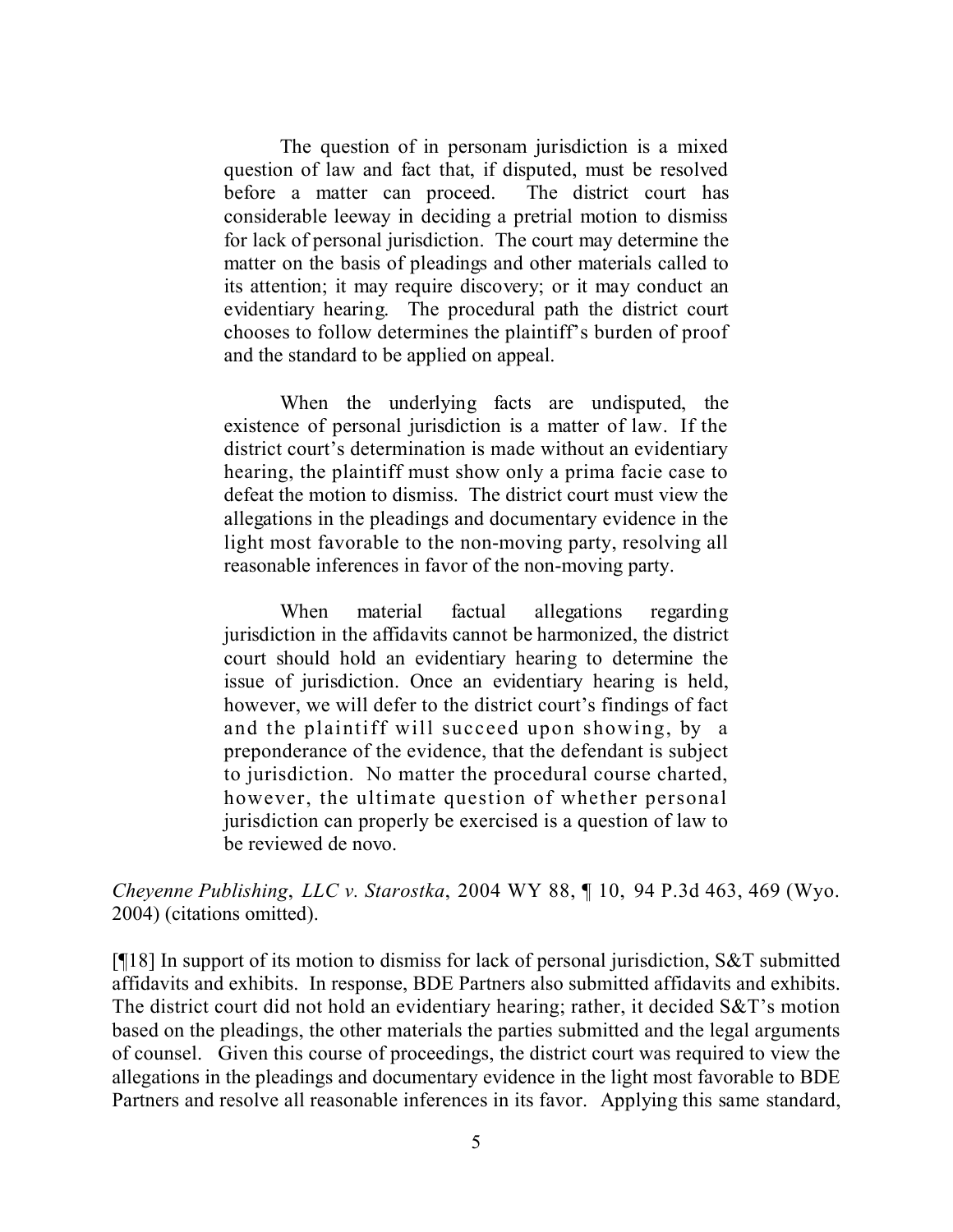> The question of in personam jurisdiction is a mixed question of law and fact that, if disputed, must be resolved before a matter can proceed. The district court has considerable leeway in deciding a pretrial motion to dismiss for lack of personal jurisdiction. The court may determine the matter on the basis of pleadings and other materials called to its attention; it may require discovery; or it may conduct an evidentiary hearing. The procedural path the district court chooses to follow determines the plaintiff's burden of proof and the standard to be applied on appeal.
>
> When the underlying facts are undisputed, the existence of personal jurisdiction is a matter of law. If the district court's determination is made without an evidentiary hearing, the plaintiff must show only a prima facie case to defeat the motion to dismiss. The district court must view the allegations in the pleadings and documentary evidence in the light most favorable to the non-moving party, resolving all reasonable inferences in favor of the non-moving party.
>
> When material factual allegations regarding jurisdiction in the affidavits cannot be harmonized, the district court should hold an evidentiary hearing to determine the issue of jurisdiction. Once an evidentiary hearing is held, however, we will defer to the district court's findings of fact and the plaintiff will succeed upon showing, by a preponderance of the evidence, that the defendant is subject to jurisdiction. No matter the procedural course charted, however, the ultimate question of whether personal jurisdiction can properly be exercised is a question of law to be reviewed de novo.

*Cheyenne Publishing*, *LLC v. Starostka*, 2004 WY 88, ¶ 10, 94 P.3d 463, 469 (Wyo. 2004) (citations omitted).

[¶18] In support of its motion to dismiss for lack of personal jurisdiction, S&T submitted affidavits and exhibits. In response, BDE Partners also submitted affidavits and exhibits. The district court did not hold an evidentiary hearing; rather, it decided S&T's motion based on the pleadings, the other materials the parties submitted and the legal arguments of counsel. Given this course of proceedings, the district court was required to view the allegations in the pleadings and documentary evidence in the light most favorable to BDE Partners and resolve all reasonable inferences in its favor. Applying this same standard,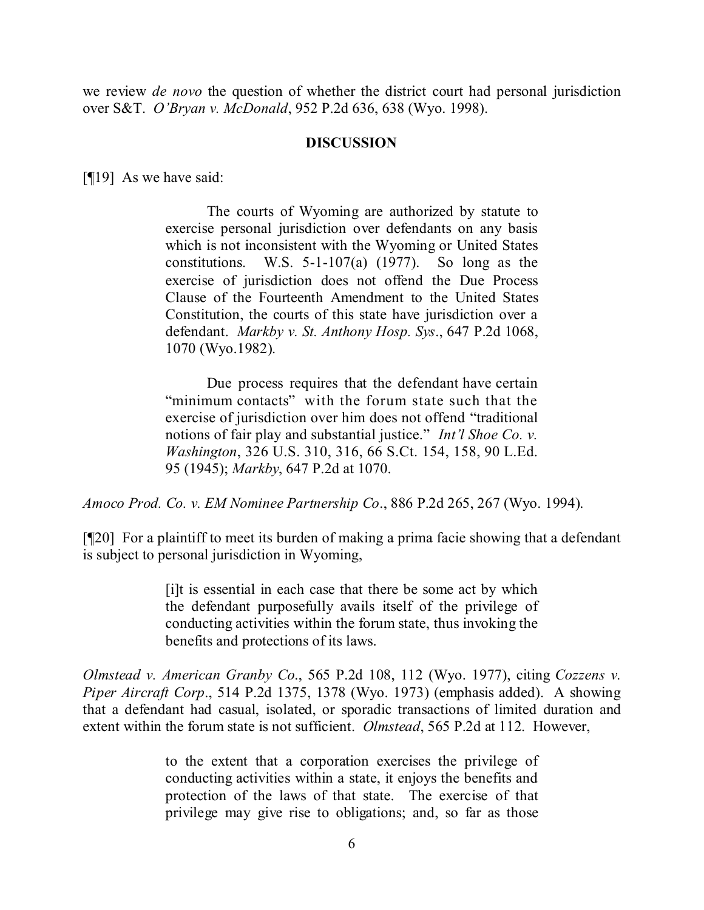we review *de novo* the question of whether the district court had personal jurisdiction over S&T. *O'Bryan v. McDonald*, 952 P.2d 636, 638 (Wyo. 1998).

## DISCUSSION

[¶19] As we have said:

> The courts of Wyoming are authorized by statute to exercise personal jurisdiction over defendants on any basis which is not inconsistent with the Wyoming or United States constitutions. W.S. 5-1-107(a) (1977). So long as the exercise of jurisdiction does not offend the Due Process Clause of the Fourteenth Amendment to the United States Constitution, the courts of this state have jurisdiction over a defendant. *Markby v. St. Anthony Hosp. Sys*., 647 P.2d 1068, 1070 (Wyo.1982).
>
> Due process requires that the defendant have certain "minimum contacts" with the forum state such that the exercise of jurisdiction over him does not offend "traditional notions of fair play and substantial justice." *Int'l Shoe Co. v. Washington*, 326 U.S. 310, 316, 66 S.Ct. 154, 158, 90 L.Ed. 95 (1945); *Markby*, 647 P.2d at 1070.

*Amoco Prod. Co. v. EM Nominee Partnership Co*., 886 P.2d 265, 267 (Wyo. 1994).

[¶20] For a plaintiff to meet its burden of making a prima facie showing that a defendant is subject to personal jurisdiction in Wyoming,

> [i]t is essential in each case that there be some act by which the defendant purposefully avails itself of the privilege of conducting activities within the forum state, thus invoking the benefits and protections of its laws.

*Olmstead v. American Granby Co*., 565 P.2d 108, 112 (Wyo. 1977), citing *Cozzens v. Piper Aircraft Corp*., 514 P.2d 1375, 1378 (Wyo. 1973) (emphasis added). A showing that a defendant had casual, isolated, or sporadic transactions of limited duration and extent within the forum state is not sufficient. *Olmstead*, 565 P.2d at 112. However,

> to the extent that a corporation exercises the privilege of conducting activities within a state, it enjoys the benefits and protection of the laws of that state. The exercise of that privilege may give rise to obligations; and, so far as those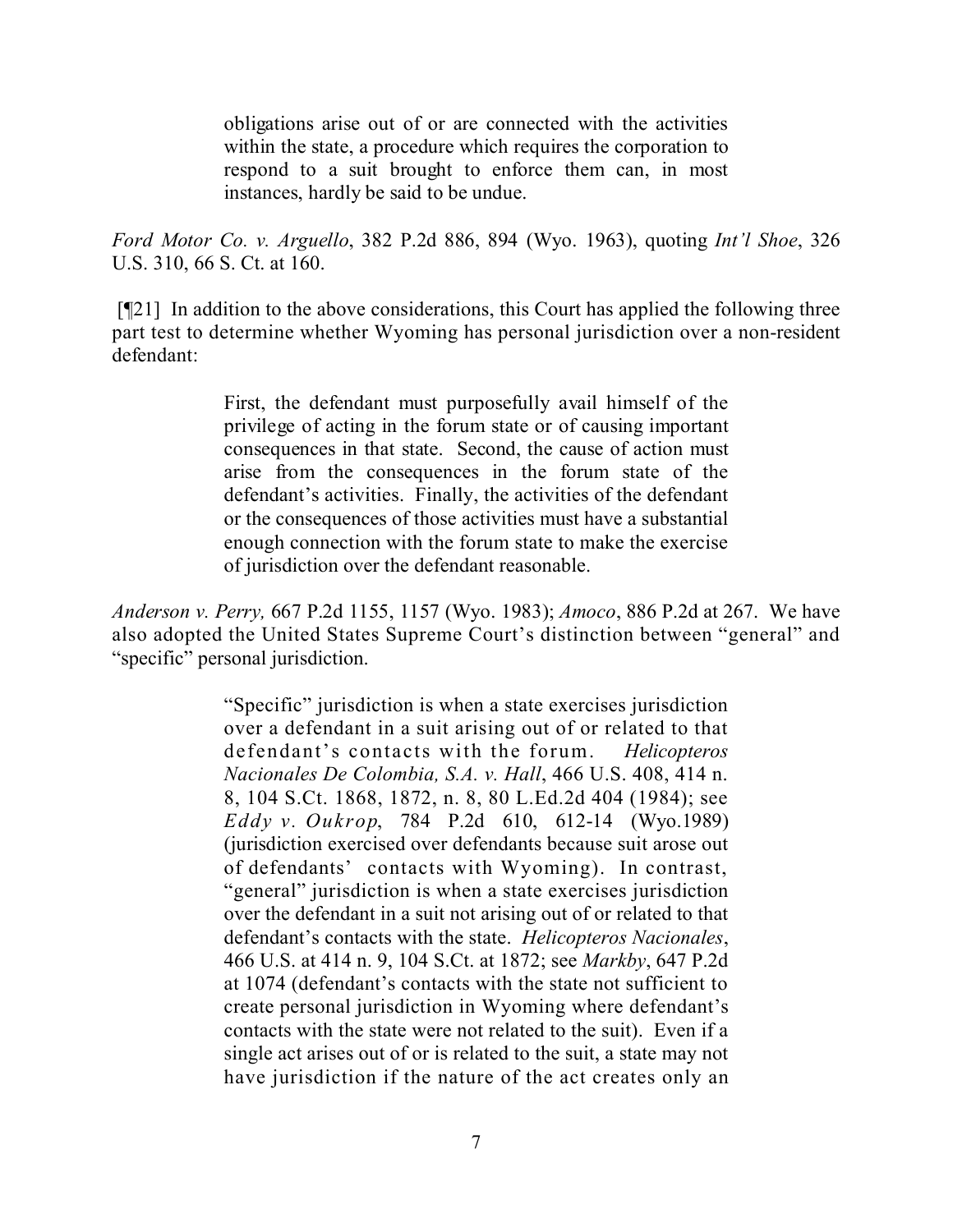> obligations arise out of or are connected with the activities within the state, a procedure which requires the corporation to respond to a suit brought to enforce them can, in most instances, hardly be said to be undue.

*Ford Motor Co. v. Arguello*, 382 P.2d 886, 894 (Wyo. 1963), quoting *Int'l Shoe*, 326 U.S. 310, 66 S. Ct. at 160.

[¶21] In addition to the above considerations, this Court has applied the following three part test to determine whether Wyoming has personal jurisdiction over a non-resident defendant:

> First, the defendant must purposefully avail himself of the privilege of acting in the forum state or of causing important consequences in that state. Second, the cause of action must arise from the consequences in the forum state of the defendant's activities. Finally, the activities of the defendant or the consequences of those activities must have a substantial enough connection with the forum state to make the exercise of jurisdiction over the defendant reasonable.

*Anderson v. Perry,* 667 P.2d 1155, 1157 (Wyo. 1983); *Amoco*, 886 P.2d at 267. We have also adopted the United States Supreme Court's distinction between "general" and "specific" personal jurisdiction.

> "Specific" jurisdiction is when a state exercises jurisdiction over a defendant in a suit arising out of or related to that defendant's contacts with the forum. *Helicopteros Nacionales De Colombia, S.A. v. Hall*, 466 U.S. 408, 414 n. 8, 104 S.Ct. 1868, 1872, n. 8, 80 L.Ed.2d 404 (1984); see *Eddy v. Oukrop*, 784 P.2d 610, 612-14 (Wyo.1989) (jurisdiction exercised over defendants because suit arose out of defendants' contacts with Wyoming). In contrast, "general" jurisdiction is when a state exercises jurisdiction over the defendant in a suit not arising out of or related to that defendant's contacts with the state. *Helicopteros Nacionales*, 466 U.S. at 414 n. 9, 104 S.Ct. at 1872; see *Markby*, 647 P.2d at 1074 (defendant's contacts with the state not sufficient to create personal jurisdiction in Wyoming where defendant's contacts with the state were not related to the suit). Even if a single act arises out of or is related to the suit, a state may not have jurisdiction if the nature of the act creates only an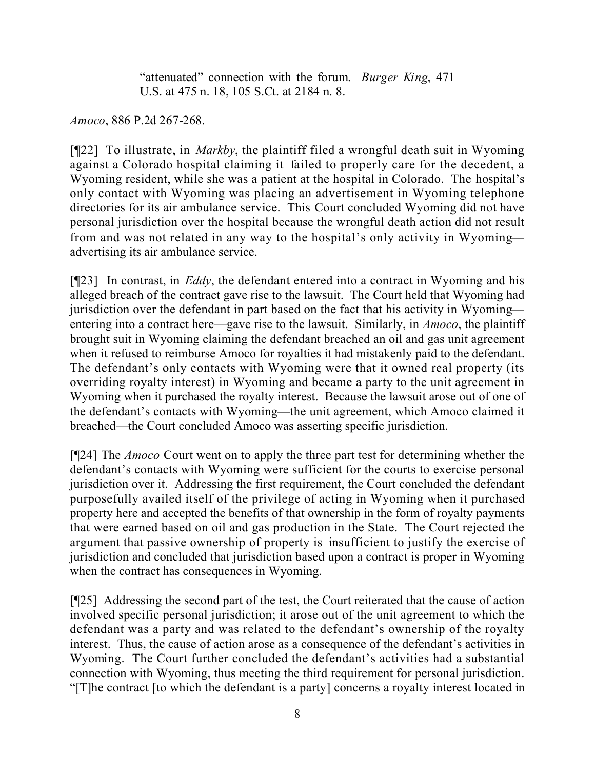> "attenuated" connection with the forum. *Burger King*, 471 U.S. at 475 n. 18, 105 S.Ct. at 2184 n. 8.

*Amoco*, 886 P.2d 267-268.

[¶22] To illustrate, in *Markby*, the plaintiff filed a wrongful death suit in Wyoming against a Colorado hospital claiming it failed to properly care for the decedent, a Wyoming resident, while she was a patient at the hospital in Colorado. The hospital's only contact with Wyoming was placing an advertisement in Wyoming telephone directories for its air ambulance service. This Court concluded Wyoming did not have personal jurisdiction over the hospital because the wrongful death action did not result from and was not related in any way to the hospital's only activity in Wyoming—advertising its air ambulance service.

[¶23] In contrast, in *Eddy*, the defendant entered into a contract in Wyoming and his alleged breach of the contract gave rise to the lawsuit. The Court held that Wyoming had jurisdiction over the defendant in part based on the fact that his activity in Wyoming—entering into a contract here—gave rise to the lawsuit. Similarly, in *Amoco*, the plaintiff brought suit in Wyoming claiming the defendant breached an oil and gas unit agreement when it refused to reimburse Amoco for royalties it had mistakenly paid to the defendant. The defendant's only contacts with Wyoming were that it owned real property (its overriding royalty interest) in Wyoming and became a party to the unit agreement in Wyoming when it purchased the royalty interest. Because the lawsuit arose out of one of the defendant's contacts with Wyoming—the unit agreement, which Amoco claimed it breached—the Court concluded Amoco was asserting specific jurisdiction.

[¶24] The *Amoco* Court went on to apply the three part test for determining whether the defendant's contacts with Wyoming were sufficient for the courts to exercise personal jurisdiction over it. Addressing the first requirement, the Court concluded the defendant purposefully availed itself of the privilege of acting in Wyoming when it purchased property here and accepted the benefits of that ownership in the form of royalty payments that were earned based on oil and gas production in the State. The Court rejected the argument that passive ownership of property is insufficient to justify the exercise of jurisdiction and concluded that jurisdiction based upon a contract is proper in Wyoming when the contract has consequences in Wyoming.

[¶25] Addressing the second part of the test, the Court reiterated that the cause of action involved specific personal jurisdiction; it arose out of the unit agreement to which the defendant was a party and was related to the defendant's ownership of the royalty interest. Thus, the cause of action arose as a consequence of the defendant's activities in Wyoming. The Court further concluded the defendant's activities had a substantial connection with Wyoming, thus meeting the third requirement for personal jurisdiction. "[T]he contract [to which the defendant is a party] concerns a royalty interest located in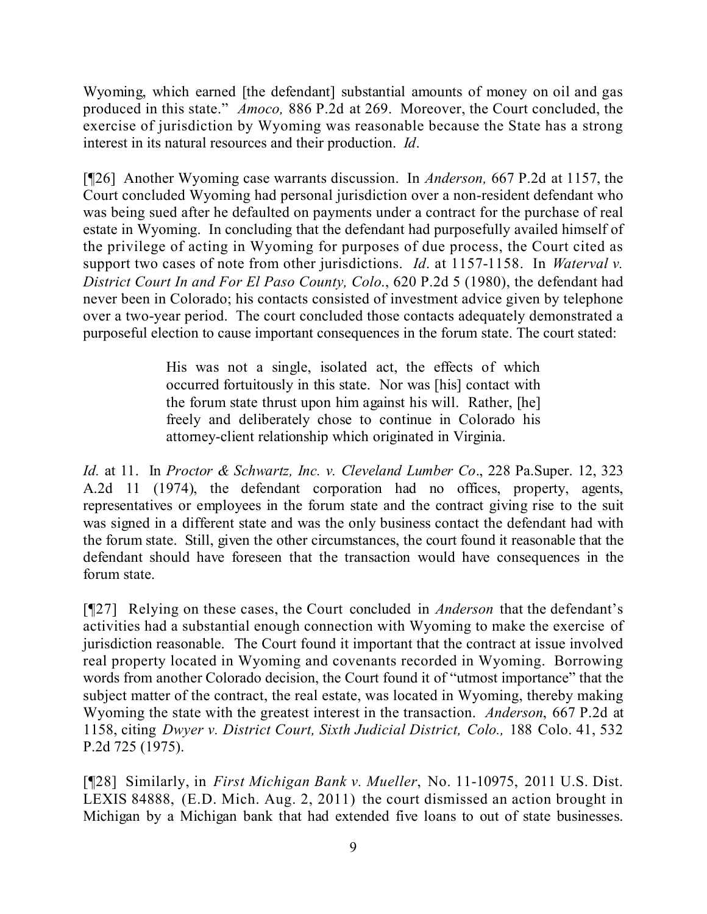Wyoming, which earned [the defendant] substantial amounts of money on oil and gas produced in this state." *Amoco,* 886 P.2d at 269. Moreover, the Court concluded, the exercise of jurisdiction by Wyoming was reasonable because the State has a strong interest in its natural resources and their production. *Id*.

[¶26] Another Wyoming case warrants discussion. In *Anderson,* 667 P.2d at 1157, the Court concluded Wyoming had personal jurisdiction over a non-resident defendant who was being sued after he defaulted on payments under a contract for the purchase of real estate in Wyoming. In concluding that the defendant had purposefully availed himself of the privilege of acting in Wyoming for purposes of due process, the Court cited as support two cases of note from other jurisdictions. *Id*. at 1157-1158. In *Waterval v. District Court In and For El Paso County, Colo*., 620 P.2d 5 (1980), the defendant had never been in Colorado; his contacts consisted of investment advice given by telephone over a two-year period. The court concluded those contacts adequately demonstrated a purposeful election to cause important consequences in the forum state. The court stated:

> His was not a single, isolated act, the effects of which occurred fortuitously in this state. Nor was [his] contact with the forum state thrust upon him against his will. Rather, [he] freely and deliberately chose to continue in Colorado his attorney-client relationship which originated in Virginia.

*Id.* at 11. In *Proctor & Schwartz, Inc. v. Cleveland Lumber Co*., 228 Pa.Super. 12, 323 A.2d 11 (1974), the defendant corporation had no offices, property, agents, representatives or employees in the forum state and the contract giving rise to the suit was signed in a different state and was the only business contact the defendant had with the forum state. Still, given the other circumstances, the court found it reasonable that the defendant should have foreseen that the transaction would have consequences in the forum state.

[¶27] Relying on these cases, the Court concluded in *Anderson* that the defendant's activities had a substantial enough connection with Wyoming to make the exercise of jurisdiction reasonable. The Court found it important that the contract at issue involved real property located in Wyoming and covenants recorded in Wyoming. Borrowing words from another Colorado decision, the Court found it of "utmost importance" that the subject matter of the contract, the real estate, was located in Wyoming, thereby making Wyoming the state with the greatest interest in the transaction. *Anderson*, 667 P.2d at 1158, citing *Dwyer v. District Court, Sixth Judicial District, Colo.,* 188 Colo. 41, 532 P.2d 725 (1975).

[¶28] Similarly, in *First Michigan Bank v. Mueller*, No. 11-10975, 2011 U.S. Dist. LEXIS 84888, (E.D. Mich. Aug. 2, 2011) the court dismissed an action brought in Michigan by a Michigan bank that had extended five loans to out of state businesses.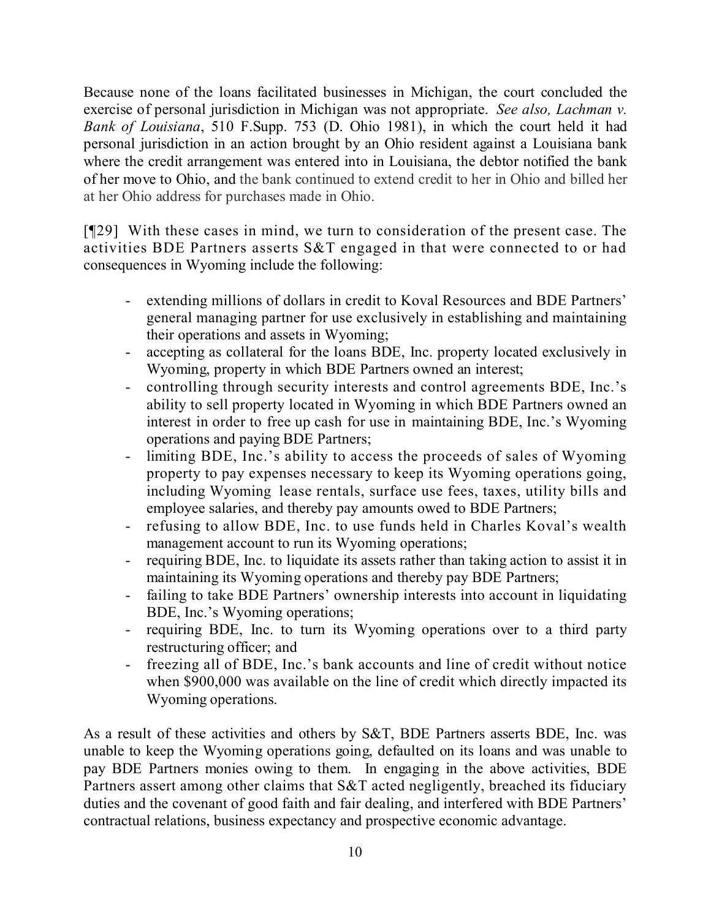Because none of the loans facilitated businesses in Michigan, the court concluded the exercise of personal jurisdiction in Michigan was not appropriate. *See also, Lachman v. Bank of Louisiana*, 510 F.Supp. 753 (D. Ohio 1981), in which the court held it had personal jurisdiction in an action brought by an Ohio resident against a Louisiana bank where the credit arrangement was entered into in Louisiana, the debtor notified the bank of her move to Ohio, and the bank continued to extend credit to her in Ohio and billed her at her Ohio address for purchases made in Ohio.

[¶29] With these cases in mind, we turn to consideration of the present case. The activities BDE Partners asserts S&T engaged in that were connected to or had consequences in Wyoming include the following:

- extending millions of dollars in credit to Koval Resources and BDE Partners' general managing partner for use exclusively in establishing and maintaining their operations and assets in Wyoming;
- accepting as collateral for the loans BDE, Inc. property located exclusively in Wyoming, property in which BDE Partners owned an interest;
- controlling through security interests and control agreements BDE, Inc.'s ability to sell property located in Wyoming in which BDE Partners owned an interest in order to free up cash for use in maintaining BDE, Inc.'s Wyoming operations and paying BDE Partners;
- limiting BDE, Inc.'s ability to access the proceeds of sales of Wyoming property to pay expenses necessary to keep its Wyoming operations going, including Wyoming lease rentals, surface use fees, taxes, utility bills and employee salaries, and thereby pay amounts owed to BDE Partners;
- refusing to allow BDE, Inc. to use funds held in Charles Koval's wealth management account to run its Wyoming operations;
- requiring BDE, Inc. to liquidate its assets rather than taking action to assist it in maintaining its Wyoming operations and thereby pay BDE Partners;
- failing to take BDE Partners' ownership interests into account in liquidating BDE, Inc.'s Wyoming operations;
- requiring BDE, Inc. to turn its Wyoming operations over to a third party restructuring officer; and
- freezing all of BDE, Inc.'s bank accounts and line of credit without notice when $900,000 was available on the line of credit which directly impacted its Wyoming operations.

As a result of these activities and others by S&T, BDE Partners asserts BDE, Inc. was unable to keep the Wyoming operations going, defaulted on its loans and was unable to pay BDE Partners monies owing to them. In engaging in the above activities, BDE Partners assert among other claims that S&T acted negligently, breached its fiduciary duties and the covenant of good faith and fair dealing, and interfered with BDE Partners' contractual relations, business expectancy and prospective economic advantage.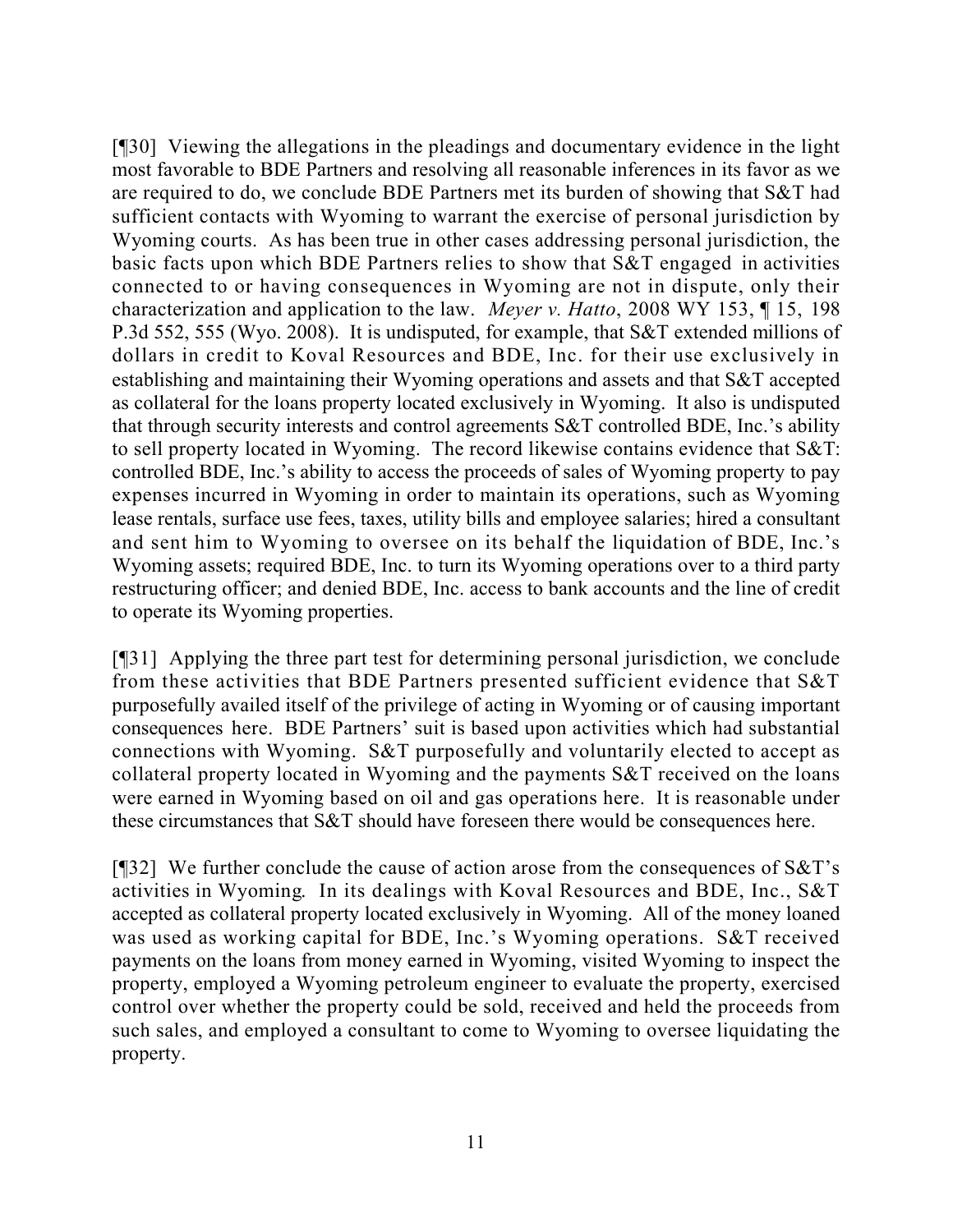[¶30] Viewing the allegations in the pleadings and documentary evidence in the light most favorable to BDE Partners and resolving all reasonable inferences in its favor as we are required to do, we conclude BDE Partners met its burden of showing that S&T had sufficient contacts with Wyoming to warrant the exercise of personal jurisdiction by Wyoming courts. As has been true in other cases addressing personal jurisdiction, the basic facts upon which BDE Partners relies to show that S&T engaged in activities connected to or having consequences in Wyoming are not in dispute, only their characterization and application to the law. *Meyer v. Hatto*, 2008 WY 153, ¶ 15, 198 P.3d 552, 555 (Wyo. 2008). It is undisputed, for example, that S&T extended millions of dollars in credit to Koval Resources and BDE, Inc. for their use exclusively in establishing and maintaining their Wyoming operations and assets and that S&T accepted as collateral for the loans property located exclusively in Wyoming. It also is undisputed that through security interests and control agreements S&T controlled BDE, Inc.'s ability to sell property located in Wyoming. The record likewise contains evidence that S&T: controlled BDE, Inc.'s ability to access the proceeds of sales of Wyoming property to pay expenses incurred in Wyoming in order to maintain its operations, such as Wyoming lease rentals, surface use fees, taxes, utility bills and employee salaries; hired a consultant and sent him to Wyoming to oversee on its behalf the liquidation of BDE, Inc.'s Wyoming assets; required BDE, Inc. to turn its Wyoming operations over to a third party restructuring officer; and denied BDE, Inc. access to bank accounts and the line of credit to operate its Wyoming properties.

[¶31] Applying the three part test for determining personal jurisdiction, we conclude from these activities that BDE Partners presented sufficient evidence that S&T purposefully availed itself of the privilege of acting in Wyoming or of causing important consequences here. BDE Partners' suit is based upon activities which had substantial connections with Wyoming. S&T purposefully and voluntarily elected to accept as collateral property located in Wyoming and the payments S&T received on the loans were earned in Wyoming based on oil and gas operations here. It is reasonable under these circumstances that S&T should have foreseen there would be consequences here.

[¶32] We further conclude the cause of action arose from the consequences of S&T's activities in Wyoming. In its dealings with Koval Resources and BDE, Inc., S&T accepted as collateral property located exclusively in Wyoming. All of the money loaned was used as working capital for BDE, Inc.'s Wyoming operations. S&T received payments on the loans from money earned in Wyoming, visited Wyoming to inspect the property, employed a Wyoming petroleum engineer to evaluate the property, exercised control over whether the property could be sold, received and held the proceeds from such sales, and employed a consultant to come to Wyoming to oversee liquidating the property.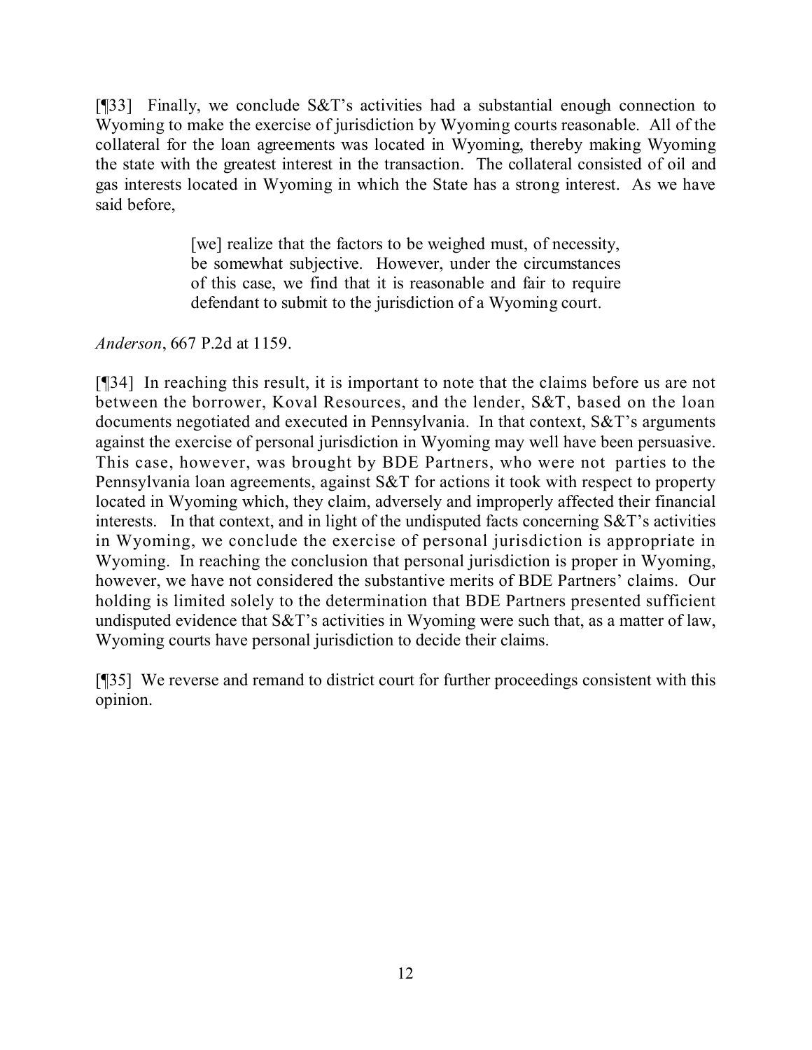[¶33] Finally, we conclude S&T's activities had a substantial enough connection to Wyoming to make the exercise of jurisdiction by Wyoming courts reasonable. All of the collateral for the loan agreements was located in Wyoming, thereby making Wyoming the state with the greatest interest in the transaction. The collateral consisted of oil and gas interests located in Wyoming in which the State has a strong interest. As we have said before,

> [we] realize that the factors to be weighed must, of necessity, be somewhat subjective. However, under the circumstances of this case, we find that it is reasonable and fair to require defendant to submit to the jurisdiction of a Wyoming court.

*Anderson*, 667 P.2d at 1159.

[¶34] In reaching this result, it is important to note that the claims before us are not between the borrower, Koval Resources, and the lender, S&T, based on the loan documents negotiated and executed in Pennsylvania. In that context, S&T's arguments against the exercise of personal jurisdiction in Wyoming may well have been persuasive. This case, however, was brought by BDE Partners, who were not parties to the Pennsylvania loan agreements, against S&T for actions it took with respect to property located in Wyoming which, they claim, adversely and improperly affected their financial interests. In that context, and in light of the undisputed facts concerning S&T's activities in Wyoming, we conclude the exercise of personal jurisdiction is appropriate in Wyoming. In reaching the conclusion that personal jurisdiction is proper in Wyoming, however, we have not considered the substantive merits of BDE Partners' claims. Our holding is limited solely to the determination that BDE Partners presented sufficient undisputed evidence that S&T's activities in Wyoming were such that, as a matter of law, Wyoming courts have personal jurisdiction to decide their claims.

[¶35] We reverse and remand to district court for further proceedings consistent with this opinion.